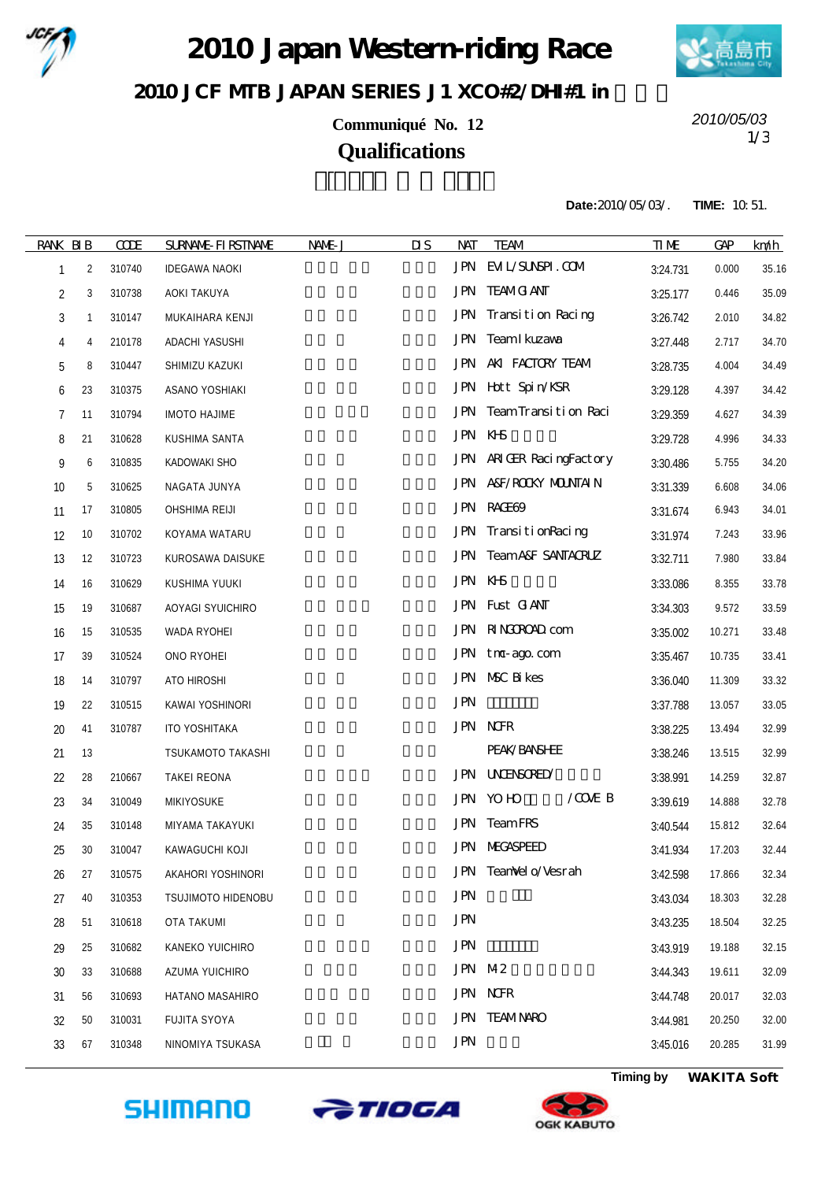# 2010 Japan Western-riding Race

## 2010 JCF MTB JAPAN SERIES J1 XCO#2/DHI#1 in

**Communiqué No. 12**

2010/05/03

## Qualifications

**Date:** 2010/05/03/. **TIME:** 10:51.

| RANK | BIB | CODE | SURNAME-FIRSTNAME | NAME-J | DIS | NAT | TEAM | TIME | GAP | km/h |
|---|---|---|---|---|---|---|---|---|---|---|
| 1 | 2 | 310740 | IDEGAWA NAOKI | | | JPN | EVIL/SUNSPI.COM | 3:24.731 | 0.000 | 35.16 |
| 2 | 3 | 310738 | AOKI TAKUYA | | | JPN | TEAM GIANT | 3:25.177 | 0.446 | 35.09 |
| 3 | 1 | 310147 | MUKAIHARA KENJI | | | JPN | Transition Racing | 3:26.742 | 2.010 | 34.82 |
| 4 | 4 | 210178 | ADACHI YASUSHI | | | JPN | Team Ikuzawa | 3:27.448 | 2.717 | 34.70 |
| 5 | 8 | 310447 | SHIMIZU KAZUKI | | | JPN | AKI FACTORY TEAM | 3:28.735 | 4.004 | 34.49 |
| 6 | 23 | 310375 | ASANO YOSHIAKI | | | JPN | Hott Spin/KSR | 3:29.128 | 4.397 | 34.42 |
| 7 | 11 | 310794 | IMOTO HAJIME | | | JPN | Team Transition Raci | 3:29.359 | 4.627 | 34.39 |
| 8 | 21 | 310628 | KUSHIMA SANTA | | | JPN | KHS | 3:29.728 | 4.996 | 34.33 |
| 9 | 6 | 310835 | KADOWAKI SHO | | | JPN | ARIGER RacingFactory | 3:30.486 | 5.755 | 34.20 |
| 10 | 5 | 310625 | NAGATA JUNYA | | | JPN | A&F/ROCKY MOUNTAIN | 3:31.339 | 6.608 | 34.06 |
| 11 | 17 | 310805 | OHSHIMA REIJI | | | JPN | RACE69 | 3:31.674 | 6.943 | 34.01 |
| 12 | 10 | 310702 | KOYAMA WATARU | | | JPN | TransitionRacing | 3:31.974 | 7.243 | 33.96 |
| 13 | 12 | 310723 | KUROSAWA DAISUKE | | | JPN | Team A&F SANTACRUZ | 3:32.711 | 7.980 | 33.84 |
| 14 | 16 | 310629 | KUSHIMA YUUKI | | | JPN | KHS | 3:33.086 | 8.355 | 33.78 |
| 15 | 19 | 310687 | AOYAGI SYUICHIRO | | | JPN | Fust GIANT | 3:34.303 | 9.572 | 33.59 |
| 16 | 15 | 310535 | WADA RYOHEI | | | JPN | RINGOROAD.com | 3:35.002 | 10.271 | 33.48 |
| 17 | 39 | 310524 | ONO RYOHEI | | | JPN | tmc-ago.com | 3:35.467 | 10.735 | 33.41 |
| 18 | 14 | 310797 | ATO HIROSHI | | | JPN | MSC Bikes | 3:36.040 | 11.309 | 33.32 |
| 19 | 22 | 310515 | KAWAI YOSHINORI | | | JPN | | 3:37.788 | 13.057 | 33.05 |
| 20 | 41 | 310787 | ITO YOSHITAKA | | | JPN | NCFR | 3:38.225 | 13.494 | 32.99 |
| 21 | 13 | | TSUKAMOTO TAKASHI | | | | PEAK/BANSHEE | 3:38.246 | 13.515 | 32.99 |
| 22 | 28 | 210667 | TAKEI REONA | | | JPN | UNCENSORED/ | 3:38.991 | 14.259 | 32.87 |
| 23 | 34 | 310049 | MIKIYOSUKE | | | JPN | YOHO /COVE B | 3:39.619 | 14.888 | 32.78 |
| 24 | 35 | 310148 | MIYAMA TAKAYUKI | | | JPN | Team FRS | 3:40.544 | 15.812 | 32.64 |
| 25 | 30 | 310047 | KAWAGUCHI KOJI | | | JPN | MEGASPEED | 3:41.934 | 17.203 | 32.44 |
| 26 | 27 | 310575 | AKAHORI YOSHINORI | | | JPN | TeamVelo/Vesrah | 3:42.598 | 17.866 | 32.34 |
| 27 | 40 | 310353 | TSUJIMOTO HIDENOBU | | | JPN | | 3:43.034 | 18.303 | 32.28 |
| 28 | 51 | 310618 | OTA TAKUMI | | | JPN | | 3:43.235 | 18.504 | 32.25 |
| 29 | 25 | 310682 | KANEKO YUICHIRO | | | JPN | | 3:43.919 | 19.188 | 32.15 |
| 30 | 33 | 310688 | AZUMA YUICHIRO | | | JPN | M2 | 3:44.343 | 19.611 | 32.09 |
| 31 | 56 | 310693 | HATANO MASAHIRO | | | JPN | NCFR | 3:44.748 | 20.017 | 32.03 |
| 32 | 50 | 310031 | FUJITA SYOYA | | | JPN | TEAM NARO | 3:44.981 | 20.250 | 32.00 |
| 33 | 67 | 310348 | NINOMIYA TSUKASA | | | JPN | | 3:45.016 | 20.285 | 31.99 |

Timing by **WAKITA Soft**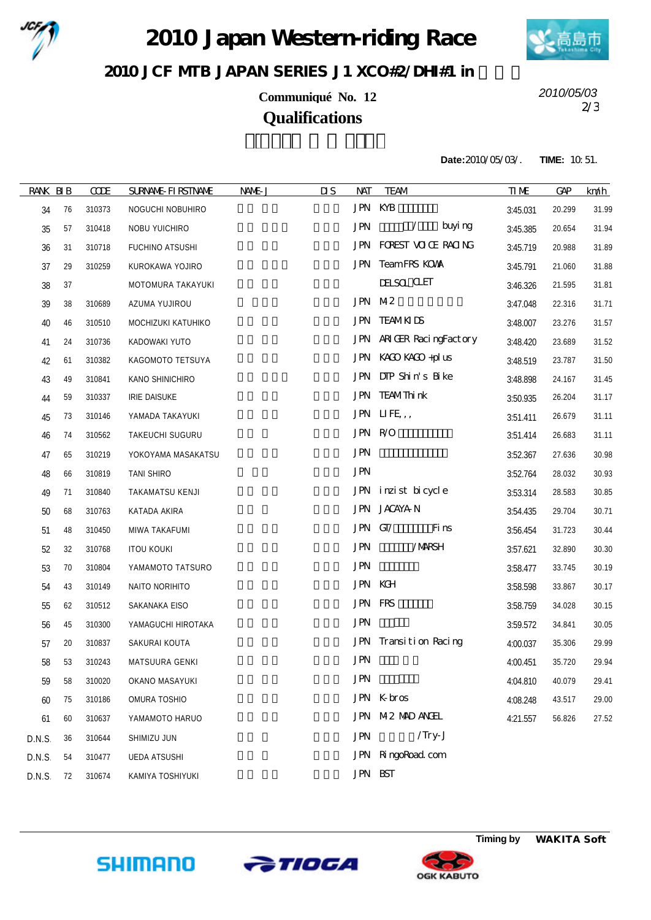# 2010 Japan Western-riding Race

## 2010 JCF MTB JAPAN SERIES J1 XCO#2/DHI#1 in

**Communiqué No. 12**

2010/05/03

## Qualifications

**Date:** 2010/05/03/. **TIME:** 10:51.

| RANK | BIB | CODE | SURNAME-FIRSTNAME | NAME-J | DIS | NAT | TEAM | TIME | GAP | km/h |
|---|---|---|---|---|---|---|---|---|---|---|
| 34 | 76 | 310373 | NOGUCHI NOBUHIRO | | | JPN | KYB | 3:45.031 | 20.299 | 31.99 |
| 35 | 57 | 310418 | NOBU YUICHIRO | | | JPN | / buying | 3:45.385 | 20.654 | 31.94 |
| 36 | 31 | 310718 | FUCHINO ATSUSHI | | | JPN | FOREST VOICE RACING | 3:45.719 | 20.988 | 31.89 |
| 37 | 29 | 310259 | KUROKAWA YOJIRO | | | JPN | Team FRS KOWA | 3:45.791 | 21.060 | 31.88 |
| 38 | 37 | | MOTOMURA TAKAYUKI | | | | DELSOL CLET | 3:46.326 | 21.595 | 31.81 |
| 39 | 38 | 310689 | AZUMA YUJIROU | | | JPN | M2 | 3:47.048 | 22.316 | 31.71 |
| 40 | 46 | 310510 | MOCHIZUKI KATUHIKO | | | JPN | TEAM KIDS | 3:48.007 | 23.276 | 31.57 |
| 41 | 24 | 310736 | KADOWAKI YUTO | | | JPN | ARIGER RacingFactory | 3:48.420 | 23.689 | 31.52 |
| 42 | 61 | 310382 | KAGOMOTO TETSUYA | | | JPN | KAGO KAGO +plus | 3:48.519 | 23.787 | 31.50 |
| 43 | 49 | 310841 | KANO SHINICHIRO | | | JPN | DTP Shin's Bike | 3:48.898 | 24.167 | 31.45 |
| 44 | 59 | 310337 | IRIE DAISUKE | | | JPN | TEAM Think | 3:50.935 | 26.204 | 31.17 |
| 45 | 73 | 310146 | YAMADA TAKAYUKI | | | JPN | LIFE,,, | 3:51.411 | 26.679 | 31.11 |
| 46 | 74 | 310562 | TAKEUCHI SUGURU | | | JPN | R/O | 3:51.414 | 26.683 | 31.11 |
| 47 | 65 | 310219 | YOKOYAMA MASAKATSU | | | JPN | | 3:52.367 | 27.636 | 30.98 |
| 48 | 66 | 310819 | TANI SHIRO | | | JPN | | 3:52.764 | 28.032 | 30.93 |
| 49 | 71 | 310840 | TAKAMATSU KENJI | | | JPN | inzist bicycle | 3:53.314 | 28.583 | 30.85 |
| 50 | 68 | 310763 | KATADA AKIRA | | | JPN | JACAYA-N | 3:54.435 | 29.704 | 30.71 |
| 51 | 48 | 310450 | MIWA TAKAFUMI | | | JPN | GT/ Fins | 3:56.454 | 31.723 | 30.44 |
| 52 | 32 | 310768 | ITOU KOUKI | | | JPN | /MARSH | 3:57.621 | 32.890 | 30.30 |
| 53 | 70 | 310804 | YAMAMOTO TATSURO | | | JPN | | 3:58.477 | 33.745 | 30.19 |
| 54 | 43 | 310149 | NAITO NORIHITO | | | JPN | KGH | 3:58.598 | 33.867 | 30.17 |
| 55 | 62 | 310512 | SAKANAKA EISO | | | JPN | FRS | 3:58.759 | 34.028 | 30.15 |
| 56 | 45 | 310300 | YAMAGUCHI HIROTAKA | | | JPN | | 3:59.572 | 34.841 | 30.05 |
| 57 | 20 | 310837 | SAKURAI KOUTA | | | JPN | Transition Racing | 4:00.037 | 35.306 | 29.99 |
| 58 | 53 | 310243 | MATSUURA GENKI | | | JPN | | 4:00.451 | 35.720 | 29.94 |
| 59 | 58 | 310020 | OKANO MASAYUKI | | | JPN | | 4:04.810 | 40.079 | 29.41 |
| 60 | 75 | 310186 | OMURA TOSHIO | | | JPN | K-bros | 4:08.248 | 43.517 | 29.00 |
| 61 | 60 | 310637 | YAMAMOTO HARUO | | | JPN | M2 MAD ANGEL | 4:21.557 | 56.826 | 27.52 |
| D.N.S. | 36 | 310644 | SHIMIZU JUN | | | JPN | /Try-J | | | |
| D.N.S. | 54 | 310477 | UEDA ATSUSHI | | | JPN | RingoRoad.com | | | |
| D.N.S. | 72 | 310674 | KAMIYA TOSHIYUKI | | | JPN | BST | | | |

Timing by **WAKITA Soft**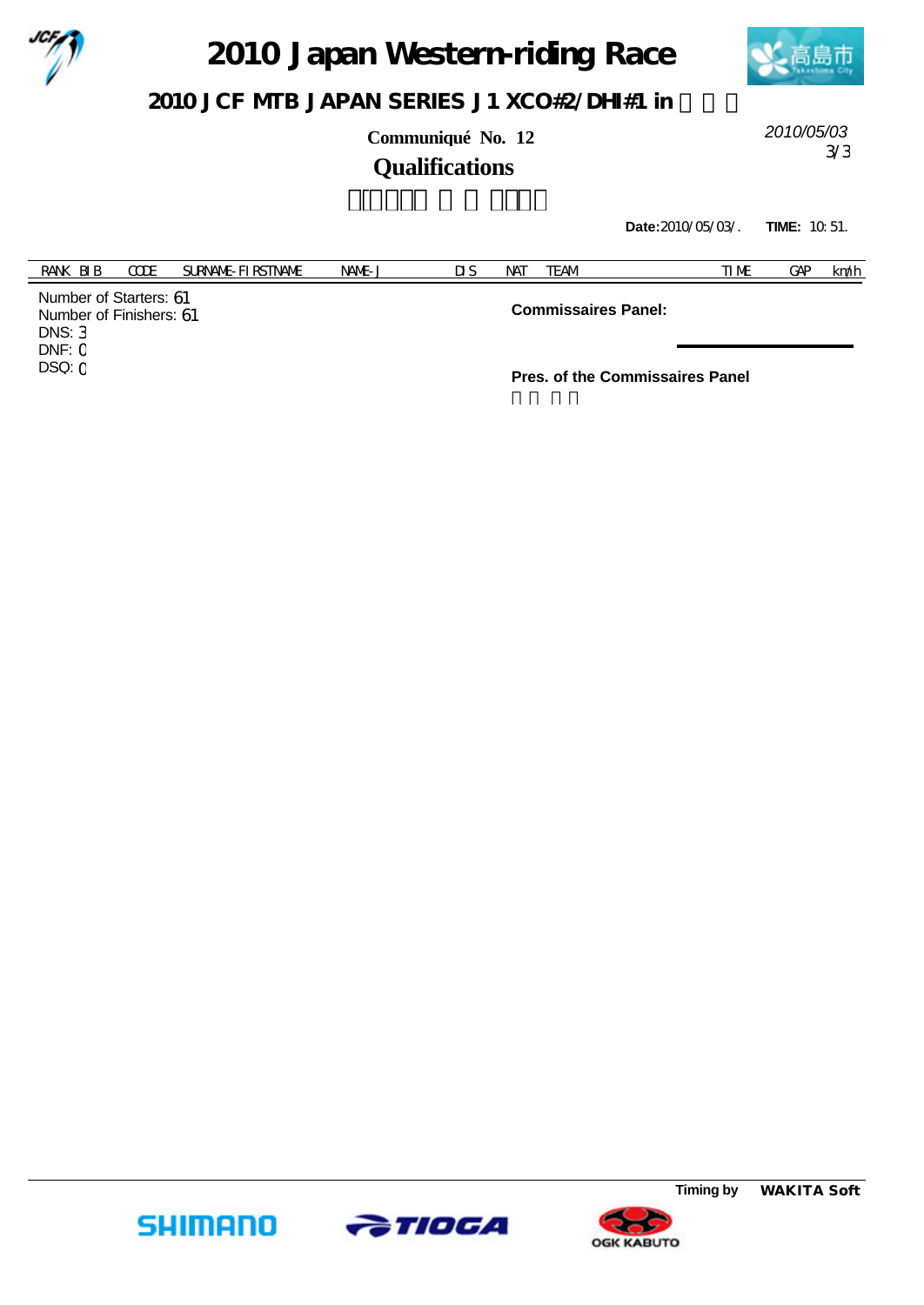# 2010 Japan Western-riding Race

## 2010 JCF MTB JAPAN SERIES J1 XCO#2/DHI#1 in

**Communiqué No. 12**

2010/05/03

## Qualifications

**Date:** 2010/05/03/. **TIME:** 10:51.

| RANK | BIB | CODE | SURNAME-FIRSTNAME | NAME-J | DIS | NAT | TEAM | TIME | GAP | km/h |
|---|---|---|---|---|---|---|---|---|---|---|

Number of Starters: 61
Number of Finishers: 61
DNS: 3
DNF: 0
DSQ: 0

**Commissaires Panel:**

**Pres. of the Commissaires Panel**

Timing by **WAKITA Soft**